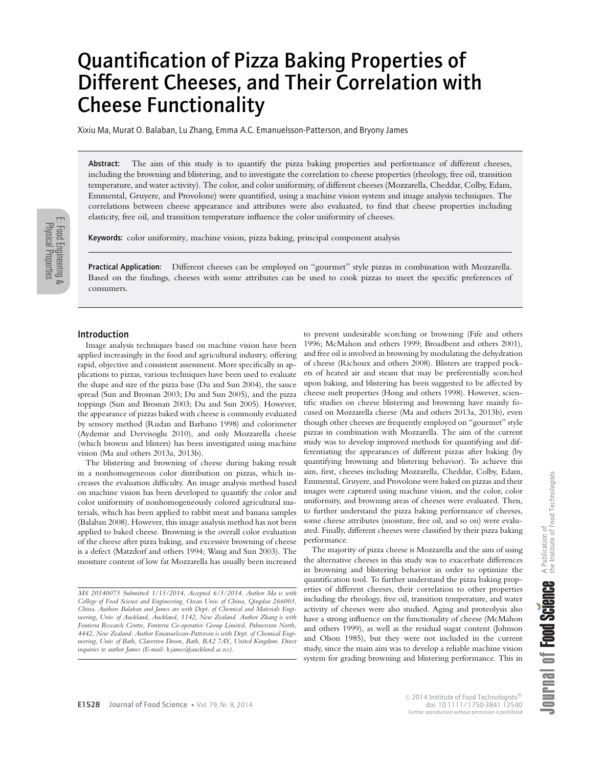# Quantification of Pizza Baking Properties of Different Cheeses, and Their Correlation with Cheese Functionality

Xixiu Ma, Murat O. Balaban, Lu Zhang, Emma A.C. Emanuelsson-Patterson, and Bryony James

**Abstract:** The aim of this study is to quantify the pizza baking properties and performance of different cheeses, including the browning and blistering, and to investigate the correlation to cheese properties (rheology, free oil, transition temperature, and water activity). The color, and color uniformity, of different cheeses (Mozzarella, Cheddar, Colby, Edam, Emmental, Gruyere, and Provolone) were quantified, using a machine vision system and image analysis techniques. The correlations between cheese appearance and attributes were also evaluated, to find that cheese properties including elasticity, free oil, and transition temperature influence the color uniformity of cheeses.

**Keywords:** color uniformity, machine vision, pizza baking, principal component analysis

**Practical Application:** Different cheeses can be employed on "gourmet" style pizzas in combination with Mozzarella. Based on the findings, cheeses with some attributes can be used to cook pizzas to meet the specific preferences of consumers.

## Introduction

Image analysis techniques based on machine vision have been applied increasingly in the food and agricultural industry, offering rapid, objective and consistent assessment. More specifically in applications to pizzas, various techniques have been used to evaluate the shape and size of the pizza base (Du and Sun 2004), the sauce spread (Sun and Brosnan 2003; Du and Sun 2005), and the pizza toppings (Sun and Brosnan 2003; Du and Sun 2005). However, the appearance of pizzas baked with cheese is commonly evaluated by sensory method (Rudan and Barbano 1998) and colorimeter (Aydemir and Dervisoglu 2010), and only Mozzarella cheese (which browns and blisters) has been investigated using machine vision (Ma and others 2013a, 2013b).

The blistering and browning of cheese during baking result in a nonhomogeneous color distribution on pizzas, which increases the evaluation difficulty. An image analysis method based on machine vision has been developed to quantify the color and color uniformity of nonhomogeneously colored agricultural materials, which has been applied to rabbit meat and banana samples (Balaban 2008). However, this image analysis method has not been applied to baked cheese. Browning is the overall color evaluation of the cheese after pizza baking, and excessive browning of cheese is a defect (Matzdorf and others 1994; Wang and Sun 2003). The moisture content of low fat Mozzarella has usually been increased to prevent undesirable scorching or browning (Fife and others 1996; McMahon and others 1999; Broadbent and others 2001), and free oil is involved in browning by modulating the dehydration of cheese (Richoux and others 2008). Blisters are trapped pockets of heated air and steam that may be preferentially scorched upon baking, and blistering has been suggested to be affected by cheese melt properties (Hong and others 1998). However, scientific studies on cheese blistering and browning have mainly focused on Mozzarella cheese (Ma and others 2013a, 2013b), even though other cheeses are frequently employed on "gourmet" style pizzas in combination with Mozzarella. The aim of the current study was to develop improved methods for quantifying and differentiating the appearances of different pizzas after baking (by quantifying browning and blistering behavior). To achieve this aim, first, cheeses including Mozzarella, Cheddar, Colby, Edam, Emmental, Gruyere, and Provolone were baked on pizzas and their images were captured using machine vision, and the color, color uniformity, and browning areas of cheeses were evaluated. Then, to further understand the pizza baking performance of cheeses, some cheese attributes (moisture, free oil, and so on) were evaluated. Finally, different cheeses were classified by their pizza baking performance.

The majority of pizza cheese is Mozzarella and the aim of using the alternative cheeses in this study was to exacerbate differences in browning and blistering behavior in order to optimize the quantification tool. To further understand the pizza baking properties of different cheeses, their correlation to other properties including the rheology, free oil, transition temperature, and water activity of cheeses were also studied. Aging and proteolysis also have a strong influence on the functionality of cheese (McMahon and others 1999), as well as the residual sugar content (Johnson and Olson 1985), but they were not included in the current study, since the main aim was to develop a reliable machine vision system for grading browning and blistering performance. This in

*MS 20140075 Submitted 1/15/2014, Accepted 6/3/2014. Author Ma is with College of Food Science and Engineering, Ocean Univ. of China, Qingdao 266003, China. Authors Balaban and James are with Dept. of Chemical and Materials Engineering, Univ. of Auckland, Auckland, 1142, New Zealand. Author Zhang is with Fonterra Research Centre, Fonterra Co-operative Group Limited, Palmerston North, 4442, New Zealand. Author Emanuelsson-Patterson is with Dept. of Chemical Engineering, Univ. of Bath, Claverton Down, Bath, BA2 7AY, United Kingdom. Direct inquiries to author James (E-mail: b.james@auckland.ac.nz).*

© 2014 Institute of Food Technologists®
doi: 10.1111/1750-3841.12540
Further reproduction without permission is prohibited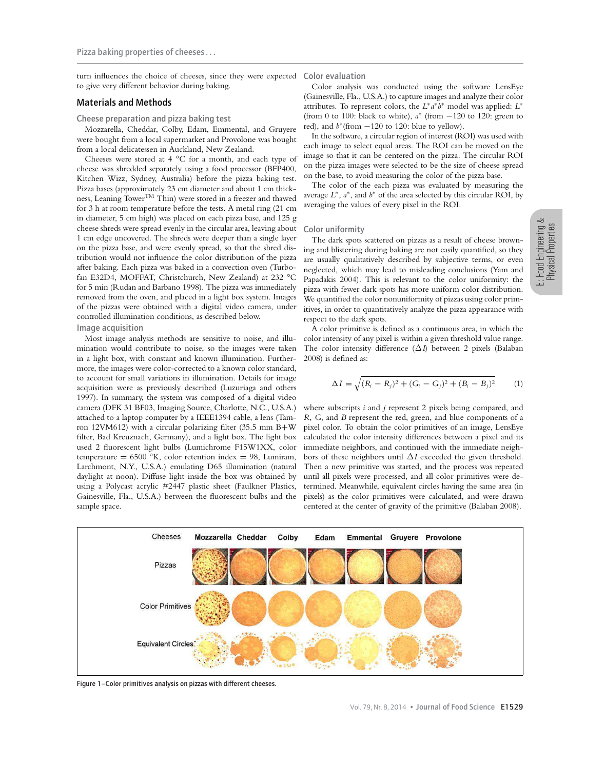turn influences the choice of cheeses, since they were expected to give very different behavior during baking.

## Materials and Methods

### Cheese preparation and pizza baking test

Mozzarella, Cheddar, Colby, Edam, Emmental, and Gruyere were bought from a local supermarket and Provolone was bought from a local delicatessen in Auckland, New Zealand.

Cheeses were stored at 4 °C for a month, and each type of cheese was shredded separately using a food processor (BFP400, Kitchen Wizz, Sydney, Australia) before the pizza baking test. Pizza bases (approximately 23 cm diameter and about 1 cm thickness, Leaning Tower™ Thin) were stored in a freezer and thawed for 3 h at room temperature before the tests. A metal ring (21 cm in diameter, 5 cm high) was placed on each pizza base, and 125 g cheese shreds were spread evenly in the circular area, leaving about 1 cm edge uncovered. The shreds were deeper than a single layer on the pizza base, and were evenly spread, so that the shred distribution would not influence the color distribution of the pizza after baking. Each pizza was baked in a convection oven (Turbofan E32D4, MOFFAT, Christchurch, New Zealand) at 232 °C for 5 min (Rudan and Barbano 1998). The pizza was immediately removed from the oven, and placed in a light box system. Images of the pizzas were obtained with a digital video camera, under controlled illumination conditions, as described below.

### Image acquisition

Most image analysis methods are sensitive to noise, and illumination would contribute to noise, so the images were taken in a light box, with constant and known illumination. Furthermore, the images were color-corrected to a known color standard, to account for small variations in illumination. Details for image acquisition were as previously described (Luzuriaga and others 1997). In summary, the system was composed of a digital video camera (DFK 31 BF03, Imaging Source, Charlotte, N.C., U.S.A.) attached to a laptop computer by a IEEE1394 cable, a lens (Tamron 12VM612) with a circular polarizing filter (35.5 mm B+W filter, Bad Kreuznach, Germany), and a light box. The light box used 2 fluorescent light bulbs (Lumichrome F15W1XX, color temperature = 6500 °K, color retention index = 98, Lumiram, Larchmont, N.Y., U.S.A.) emulating D65 illumination (natural daylight at noon). Diffuse light inside the box was obtained by using a Polycast acrylic #2447 plastic sheet (Faulkner Plastics, Gainesville, Fla., U.S.A.) between the fluorescent bulbs and the sample space.

### Color evaluation

Color analysis was conducted using the software LensEye (Gainesville, Fla., U.S.A.) to capture images and analyze their color attributes. To represent colors, the $L^*a^*b^*$ model was applied: $L^*$ (from 0 to 100: black to white), $a^*$ (from −120 to 120: green to red), and $b^*$(from −120 to 120: blue to yellow).

In the software, a circular region of interest (ROI) was used with each image to select equal areas. The ROI can be moved on the image so that it can be centered on the pizza. The circular ROI on the pizza images were selected to be the size of cheese spread on the base, to avoid measuring the color of the pizza base.

The color of the each pizza was evaluated by measuring the average $L^*$, $a^*$, and $b^*$ of the area selected by this circular ROI, by averaging the values of every pixel in the ROI.

### Color uniformity

The dark spots scattered on pizzas as a result of cheese browning and blistering during baking are not easily quantified, so they are usually qualitatively described by subjective terms, or even neglected, which may lead to misleading conclusions (Yam and Papadakis 2004). This is relevant to the color uniformity: the pizza with fewer dark spots has more uniform color distribution. We quantified the color nonuniformity of pizzas using color primitives, in order to quantitatively analyze the pizza appearance with respect to the dark spots.

A color primitive is defined as a continuous area, in which the color intensity of any pixel is within a given threshold value range. The color intensity difference ($\Delta I$) between 2 pixels (Balaban 2008) is defined as:

$$\Delta I = \sqrt{(R_i - R_j)^2 + (G_i - G_j)^2 + (B_i - B_j)^2} \qquad (1)$$

where subscripts $i$ and $j$ represent 2 pixels being compared, and $R$, $G$, and $B$ represent the red, green, and blue components of a pixel color. To obtain the color primitives of an image, LensEye calculated the color intensity differences between a pixel and its immediate neighbors, and continued with the immediate neighbors of these neighbors until $\Delta I$ exceeded the given threshold. Then a new primitive was started, and the process was repeated until all pixels were processed, and all color primitives were determined. Meanwhile, equivalent circles having the same area (in pixels) as the color primitives were calculated, and were drawn centered at the center of gravity of the primitive (Balaban 2008).

Figure 1–Color primitives analysis on pizzas with different cheeses.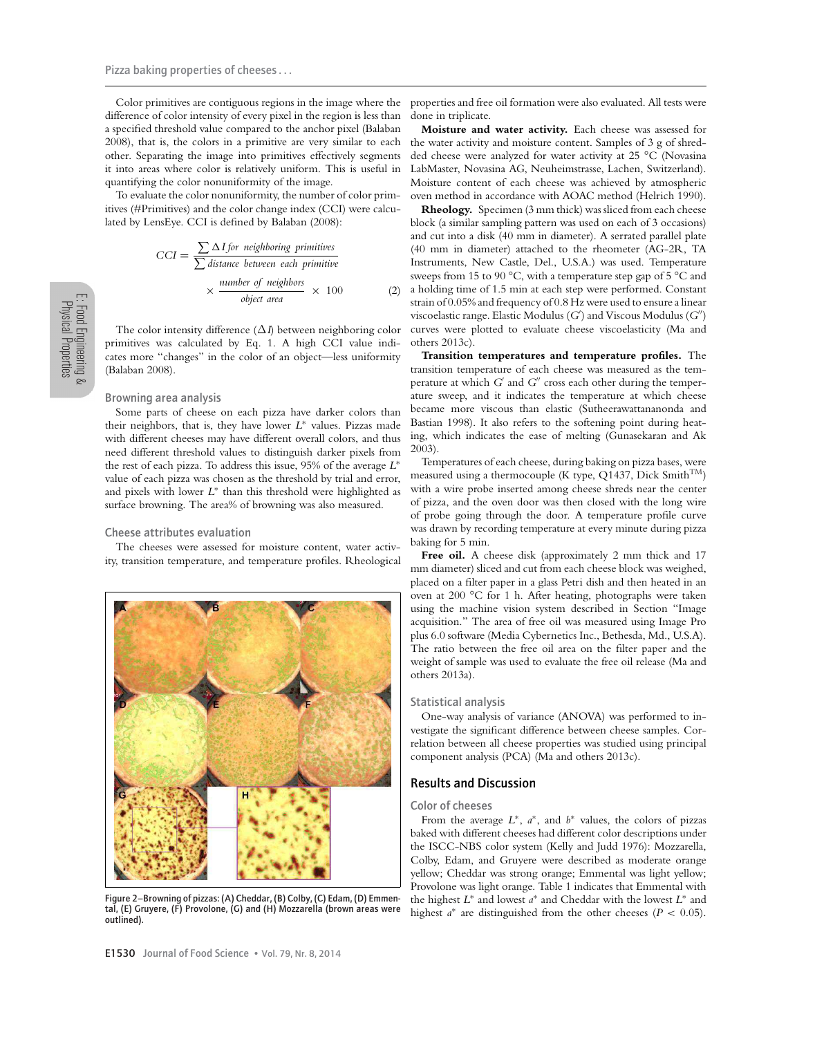Color primitives are contiguous regions in the image where the difference of color intensity of every pixel in the region is less than a specified threshold value compared to the anchor pixel (Balaban 2008), that is, the colors in a primitive are very similar to each other. Separating the image into primitives effectively segments it into areas where color is relatively uniform. This is useful in quantifying the color nonuniformity of the image.

To evaluate the color nonuniformity, the number of color primitives (#Primitives) and the color change index (CCI) were calculated by LensEye. CCI is defined by Balaban (2008):

$$CCI = \frac{\sum \Delta I \text{ for neighboring primitives}}{\sum \text{distance between each primitive}} \times \frac{\text{number of neighbors}}{\text{object area}} \times 100 \quad (2)$$

The color intensity difference ($\Delta I$) between neighboring color primitives was calculated by Eq. 1. A high CCI value indicates more "changes" in the color of an object—less uniformity (Balaban 2008).

### Browning area analysis

Some parts of cheese on each pizza have darker colors than their neighbors, that is, they have lower $L^*$ values. Pizzas made with different cheeses may have different overall colors, and thus need different threshold values to distinguish darker pixels from the rest of each pizza. To address this issue, 95% of the average $L^*$ value of each pizza was chosen as the threshold by trial and error, and pixels with lower $L^*$ than this threshold were highlighted as surface browning. The area% of browning was also measured.

### Cheese attributes evaluation

The cheeses were assessed for moisture content, water activity, transition temperature, and temperature profiles. Rheological properties and free oil formation were also evaluated. All tests were done in triplicate.

**Moisture and water activity.** Each cheese was assessed for the water activity and moisture content. Samples of 3 g of shredded cheese were analyzed for water activity at 25 °C (Novasina LabMaster, Novasina AG, Neuheimstrasse, Lachen, Switzerland). Moisture content of each cheese was achieved by atmospheric oven method in accordance with AOAC method (Helrich 1990).

**Rheology.** Specimen (3 mm thick) was sliced from each cheese block (a similar sampling pattern was used on each of 3 occasions) and cut into a disk (40 mm in diameter). A serrated parallel plate (40 mm in diameter) attached to the rheometer (AG-2R, TA Instruments, New Castle, Del., U.S.A.) was used. Temperature sweeps from 15 to 90 °C, with a temperature step gap of 5 °C and a holding time of 1.5 min at each step were performed. Constant strain of 0.05% and frequency of 0.8 Hz were used to ensure a linear viscoelastic range. Elastic Modulus ($G'$) and Viscous Modulus ($G''$) curves were plotted to evaluate cheese viscoelasticity (Ma and others 2013c).

**Transition temperatures and temperature profiles.** The transition temperature of each cheese was measured as the temperature at which $G'$ and $G''$ cross each other during the temperature sweep, and it indicates the temperature at which cheese became more viscous than elastic (Sutheerawattananonda and Bastian 1998). It also refers to the softening point during heating, which indicates the ease of melting (Gunasekaran and Ak 2003).

Temperatures of each cheese, during baking on pizza bases, were measured using a thermocouple (K type, Q1437, Dick Smith™) with a wire probe inserted among cheese shreds near the center of pizza, and the oven door was then closed with the long wire of probe going through the door. A temperature profile curve was drawn by recording temperature at every minute during pizza baking for 5 min.

**Free oil.** A cheese disk (approximately 2 mm thick and 17 mm diameter) sliced and cut from each cheese block was weighed, placed on a filter paper in a glass Petri dish and then heated in an oven at 200 °C for 1 h. After heating, photographs were taken using the machine vision system described in Section "Image acquisition." The area of free oil was measured using Image Pro plus 6.0 software (Media Cybernetics Inc., Bethesda, Md., U.S.A). The ratio between the free oil area on the filter paper and the weight of sample was used to evaluate the free oil release (Ma and others 2013a).

### Statistical analysis

One-way analysis of variance (ANOVA) was performed to investigate the significant difference between cheese samples. Correlation between all cheese properties was studied using principal component analysis (PCA) (Ma and others 2013c).

Figure 2–Browning of pizzas: (A) Cheddar, (B) Colby, (C) Edam, (D) Emmental, (E) Gruyere, (F) Provolone, (G) and (H) Mozzarella (brown areas were outlined).

## Results and Discussion

### Color of cheeses

From the average $L^*$, $a^*$, and $b^*$ values, the colors of pizzas baked with different cheeses had different color descriptions under the ISCC-NBS color system (Kelly and Judd 1976): Mozzarella, Colby, Edam, and Gruyere were described as moderate orange yellow; Cheddar was strong orange; Emmental was light yellow; Provolone was light orange. Table 1 indicates that Emmental with the highest $L^*$ and lowest $a^*$ and Cheddar with the lowest $L^*$ and highest $a^*$ are distinguished from the other cheeses ($P < 0.05$).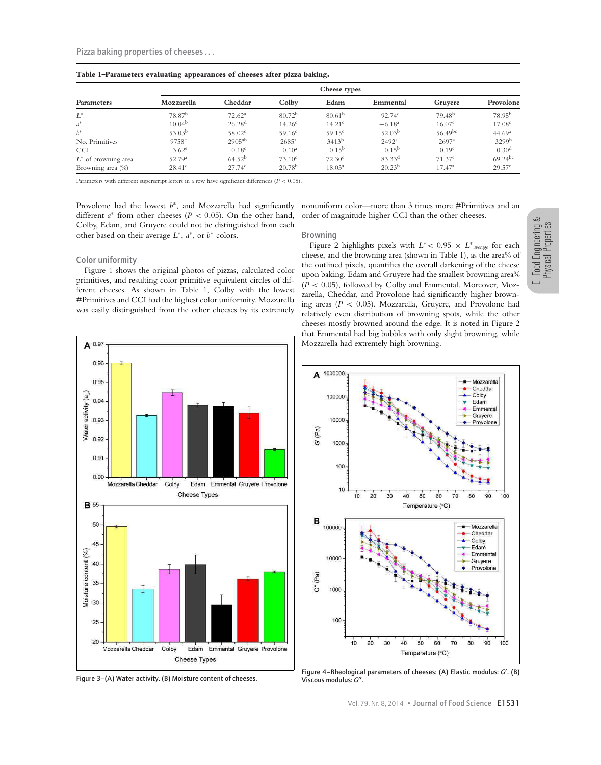**Table 1–Parameters evaluating appearances of cheeses after pizza baking.**

| Parameters | Cheese types | | | | | | |
|---|---|---|---|---|---|---|---|
| | Mozzarella | Cheddar | Colby | Edam | Emmental | Gruyere | Provolone |
| $L^*$ | 78.87$^b$ | 72.62$^a$ | 80.72$^b$ | 80.61$^b$ | 92.74$^c$ | 79.48$^b$ | 78.95$^b$ |
| $a^*$ | 10.04$^b$ | 26.28$^d$ | 14.26$^c$ | 14.21$^c$ | −6.18$^a$ | 16.07$^c$ | 17.08$^c$ |
| $b^*$ | 53.03$^b$ | 58.02$^c$ | 59.16$^c$ | 59.15$^c$ | 52.03$^b$ | 56.49$^{bc}$ | 44.69$^a$ |
| No. Primitives | 9758$^c$ | 2905$^{ab}$ | 2685$^a$ | 3413$^b$ | 2492$^a$ | 2697$^a$ | 3299$^b$ |
| CCI | 3.62$^e$ | 0.18$^c$ | 0.10$^a$ | 0.15$^b$ | 0.15$^b$ | 0.19$^c$ | 0.30$^d$ |
| $L^*$ of browning area | 52.79$^a$ | 64.52$^b$ | 73.10$^c$ | 72.30$^c$ | 83.33$^d$ | 71.37$^c$ | 69.24$^{bc}$ |
| Browning area (%) | 28.41$^c$ | 27.74$^c$ | 20.78$^b$ | 18.03$^a$ | 20.23$^b$ | 17.47$^a$ | 29.57$^c$ |

Parameters with different superscript letters in a row have significant differences ($P < 0.05$).

Provolone had the lowest $b^*$, and Mozzarella had significantly different $a^*$ from other cheeses ($P < 0.05$). On the other hand, Colby, Edam, and Gruyere could not be distinguished from each other based on their average $L^*$, $a^*$, or $b^*$ colors.

### Color uniformity

Figure 1 shows the original photos of pizzas, calculated color primitives, and resulting color primitive equivalent circles of different cheeses. As shown in Table 1, Colby with the lowest #Primitives and CCI had the highest color uniformity. Mozzarella was easily distinguished from the other cheeses by its extremely nonuniform color—more than 3 times more #Primitives and an order of magnitude higher CCI than the other cheeses.

### Browning

Figure 2 highlights pixels with $L^* < 0.95 \times L^*_{average}$ for each cheese, and the browning area (shown in Table 1), as the area% of the outlined pixels, quantifies the overall darkening of the cheese upon baking. Edam and Gruyere had the smallest browning area% ($P < 0.05$), followed by Colby and Emmental. Moreover, Mozzarella, Cheddar, and Provolone had significantly higher browning areas ($P < 0.05$). Mozzarella, Gruyere, and Provolone had relatively even distribution of browning spots, while the other cheeses mostly browned around the edge. It is noted in Figure 2 that Emmental had big bubbles with only slight browning, while Mozzarella had extremely high browning.

Figure 3–(A) Water activity. (B) Moisture content of cheeses.

Figure 4–Rheological parameters of cheeses: (A) Elastic modulus: $G'$. (B) Viscous modulus: $G''$.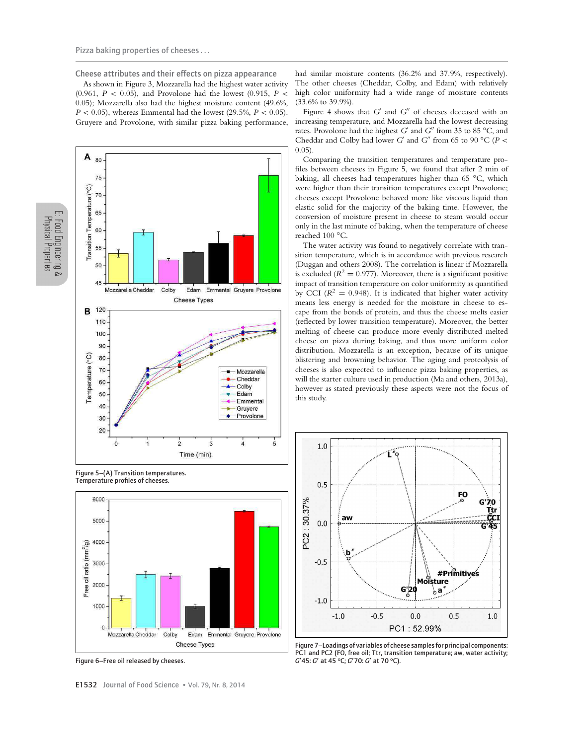### Cheese attributes and their effects on pizza appearance

As shown in Figure 3, Mozzarella had the highest water activity (0.961, $P < 0.05$), and Provolone had the lowest (0.915, $P < 0.05$); Mozzarella also had the highest moisture content (49.6%, $P < 0.05$), whereas Emmental had the lowest (29.5%, $P < 0.05$). Gruyere and Provolone, with similar pizza baking performance, had similar moisture contents (36.2% and 37.9%, respectively). The other cheeses (Cheddar, Colby, and Edam) with relatively high color uniformity had a wide range of moisture contents (33.6% to 39.9%).

Figure 4 shows that $G'$ and $G''$ of cheeses deceased with an increasing temperature, and Mozzarella had the lowest decreasing rates. Provolone had the highest $G'$ and $G''$ from 35 to 85 °C, and Cheddar and Colby had lower $G'$ and $G''$ from 65 to 90 °C ($P < 0.05$).

Comparing the transition temperatures and temperature profiles between cheeses in Figure 5, we found that after 2 min of baking, all cheeses had temperatures higher than 65 °C, which were higher than their transition temperatures except Provolone; cheeses except Provolone behaved more like viscous liquid than elastic solid for the majority of the baking time. However, the conversion of moisture present in cheese to steam would occur only in the last minute of baking, when the temperature of cheese reached 100 °C.

The water activity was found to negatively correlate with transition temperature, which is in accordance with previous research (Duggan and others 2008). The correlation is linear if Mozzarella is excluded ($R^2 = 0.977$). Moreover, there is a significant positive impact of transition temperature on color uniformity as quantified by CCI ($R^2 = 0.948$). It is indicated that higher water activity means less energy is needed for the moisture in cheese to escape from the bonds of protein, and thus the cheese melts easier (reflected by lower transition temperature). Moreover, the better melting of cheese can produce more evenly distributed melted cheese on pizza during baking, and thus more uniform color distribution. Mozzarella is an exception, because of its unique blistering and browning behavior. The aging and proteolysis of cheeses is also expected to influence pizza baking properties, as will the starter culture used in production (Ma and others, 2013a), however as stated previously these aspects were not the focus of this study.

Figure 5–(A) Transition temperatures. Temperature profiles of cheeses.

Figure 6–Free oil released by cheeses.

Figure 7–Loadings of variables of cheese samples for principal components: PC1 and PC2 (FO, free oil; Ttr, transition temperature; aw, water activity; $G'$45: $G'$ at 45 °C; $G'$70: $G'$ at 70 °C).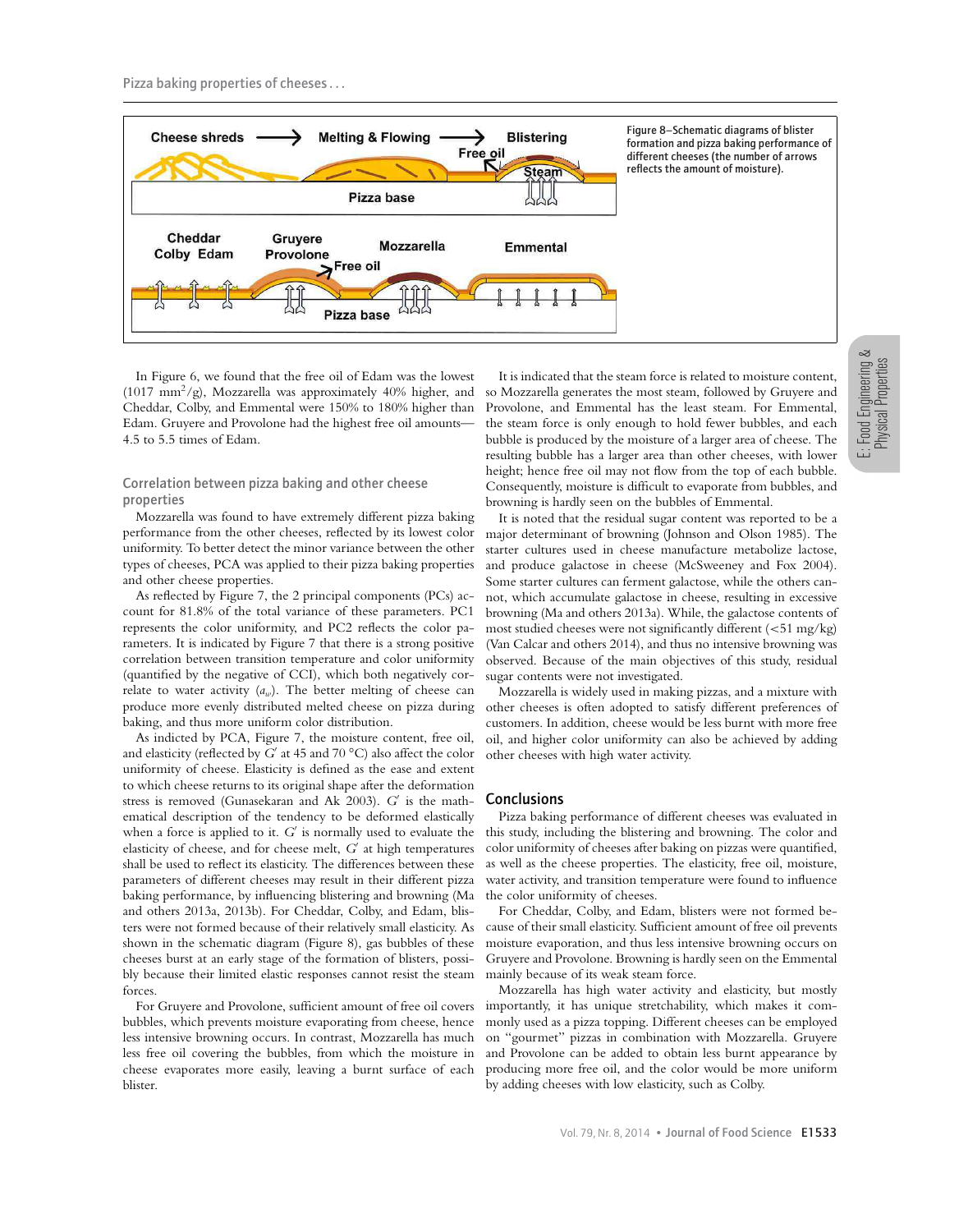Cheese shreds → Melting & Flowing → Blistering

Free oil

Steam

Pizza base

Cheddar Colby Edam

Gruyere Provolone

Free oil

Mozzarella

Emmental

Pizza base

Figure 8–Schematic diagrams of blister formation and pizza baking performance of different cheeses (the number of arrows reflects the amount of moisture).

In Figure 6, we found that the free oil of Edam was the lowest (1017 $mm^2/g$), Mozzarella was approximately 40% higher, and Cheddar, Colby, and Emmental were 150% to 180% higher than Edam. Gruyere and Provolone had the highest free oil amounts—4.5 to 5.5 times of Edam.

## Correlation between pizza baking and other cheese properties

Mozzarella was found to have extremely different pizza baking performance from the other cheeses, reflected by its lowest color uniformity. To better detect the minor variance between the other types of cheeses, PCA was applied to their pizza baking properties and other cheese properties.

As reflected by Figure 7, the 2 principal components (PCs) account for 81.8% of the total variance of these parameters. PC1 represents the color uniformity, and PC2 reflects the color parameters. It is indicated by Figure 7 that there is a strong positive correlation between transition temperature and color uniformity (quantified by the negative of CCI), which both negatively correlate to water activity ($a_w$). The better melting of cheese can produce more evenly distributed melted cheese on pizza during baking, and thus more uniform color distribution.

As indicted by PCA, Figure 7, the moisture content, free oil, and elasticity (reflected by $G'$ at 45 and 70 °C) also affect the color uniformity of cheese. Elasticity is defined as the ease and extent to which cheese returns to its original shape after the deformation stress is removed (Gunasekaran and Ak 2003). $G'$ is the mathematical description of the tendency to be deformed elastically when a force is applied to it. $G'$ is normally used to evaluate the elasticity of cheese, and for cheese melt, $G'$ at high temperatures shall be used to reflect its elasticity. The differences between these parameters of different cheeses may result in their different pizza baking performance, by influencing blistering and browning (Ma and others 2013a, 2013b). For Cheddar, Colby, and Edam, blisters were not formed because of their relatively small elasticity. As shown in the schematic diagram (Figure 8), gas bubbles of these cheeses burst at an early stage of the formation of blisters, possibly because their limited elastic responses cannot resist the steam forces.

For Gruyere and Provolone, sufficient amount of free oil covers bubbles, which prevents moisture evaporating from cheese, hence less intensive browning occurs. In contrast, Mozzarella has much less free oil covering the bubbles, from which the moisture in cheese evaporates more easily, leaving a burnt surface of each blister.

It is indicated that the steam force is related to moisture content, so Mozzarella generates the most steam, followed by Gruyere and Provolone, and Emmental has the least steam. For Emmental, the steam force is only enough to hold fewer bubbles, and each bubble is produced by the moisture of a larger area of cheese. The resulting bubble has a larger area than other cheeses, with lower height; hence free oil may not flow from the top of each bubble. Consequently, moisture is difficult to evaporate from bubbles, and browning is hardly seen on the bubbles of Emmental.

It is noted that the residual sugar content was reported to be a major determinant of browning (Johnson and Olson 1985). The starter cultures used in cheese manufacture metabolize lactose, and produce galactose in cheese (McSweeney and Fox 2004). Some starter cultures can ferment galactose, while the others cannot, which accumulate galactose in cheese, resulting in excessive browning (Ma and others 2013a). While, the galactose contents of most studied cheeses were not significantly different (<51 mg/kg) (Van Calcar and others 2014), and thus no intensive browning was observed. Because of the main objectives of this study, residual sugar contents were not investigated.

Mozzarella is widely used in making pizzas, and a mixture with other cheeses is often adopted to satisfy different preferences of customers. In addition, cheese would be less burnt with more free oil, and higher color uniformity can also be achieved by adding other cheeses with high water activity.

## Conclusions

Pizza baking performance of different cheeses was evaluated in this study, including the blistering and browning. The color and color uniformity of cheeses after baking on pizzas were quantified, as well as the cheese properties. The elasticity, free oil, moisture, water activity, and transition temperature were found to influence the color uniformity of cheeses.

For Cheddar, Colby, and Edam, blisters were not formed because of their small elasticity. Sufficient amount of free oil prevents moisture evaporation, and thus less intensive browning occurs on Gruyere and Provolone. Browning is hardly seen on the Emmental mainly because of its weak steam force.

Mozzarella has high water activity and elasticity, but mostly importantly, it has unique stretchability, which makes it commonly used as a pizza topping. Different cheeses can be employed on "gourmet" pizzas in combination with Mozzarella. Gruyere and Provolone can be added to obtain less burnt appearance by producing more free oil, and the color would be more uniform by adding cheeses with low elasticity, such as Colby.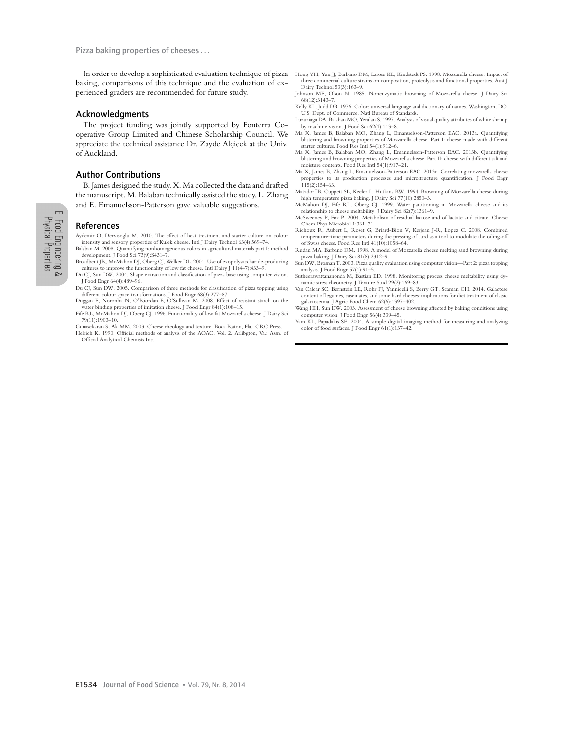In order to develop a sophisticated evaluation technique of pizza baking, comparisons of this technique and the evaluation of experienced graders are recommended for future study.

## Acknowledgments

The project funding was jointly supported by Fonterra Co-operative Group Limited and Chinese Scholarship Council. We appreciate the technical assistance Dr. Zayde Alçiçek at the Univ. of Auckland.

## Author Contributions

B. James designed the study. X. Ma collected the data and drafted the manuscript. M. Balaban technically assisted the study. L. Zhang and E. Emanuelsson-Patterson gave valuable suggestions.

## References

Aydemir O, Dervisoglu M. 2010. The effect of heat treatment and starter culture on colour intensity and sensory properties of Kulek cheese. Intl J Dairy Technol 63(4):569–74.

Balaban M. 2008. Quantifying nonhomogeneous colors in agricultural materials part I: method development. J Food Sci 73(9):S431–7.

Broadbent JR, McMahon DJ, Oberg CJ, Welker DL. 2001. Use of exopolysaccharide-producing cultures to improve the functionality of low fat cheese. Intl Dairy J 11(4–7):433–9.

Du CJ, Sun DW. 2004. Shape extraction and classification of pizza base using computer vision. J Food Engr 64(4):489–96.

Du CJ, Sun DW. 2005. Comparison of three methods for classification of pizza topping using different colour space transformations. J Food Engr 68(3):277–87.

Duggan E, Noronha N, O'Riordan E, O'Sullivan M. 2008. Effect of resistant starch on the water binding properties of imitation cheese. J Food Engr 84(1):108–15.

Fife RL, McMahon DJ, Oberg CJ. 1996. Functionality of low fat Mozzarella cheese. J Dairy Sci 79(11):1903–10.

Gunasekaran S, Ak MM. 2003. Cheese rheology and texture. Boca Raton, Fla.: CRC Press.

Helrich K. 1990. Official methods of analysis of the AOAC. Vol. 2. Arlibgton, Va.: Assn. of Official Analytical Chemists Inc.

Hong YH, Yun JJ, Barbano DM, Larose KL, Kindstedt PS. 1998. Mozzarella cheese: Impact of three commercial culture strains on composition, proteolysis and functional properties. Aust J Dairy Technol 53(3):163–9.

Johnson ME, Olson N. 1985. Nonenzymatic browning of Mozzarella cheese. J Dairy Sci 68(12):3143–7.

Kelly KL, Judd DB. 1976. Color: universal language and dictionary of names. Washington, DC: U.S. Dept. of Commerce, Natl Bureau of Standards.

Luzuriaga DA, Balaban MO, Yeralan S. 1997. Analysis of visual quality attributes of white shrimp by machine vision. J Food Sci 62(1):113–8.

Ma X, James B, Balaban MO, Zhang L, Emanuelsson-Patterson EAC. 2013a. Quantifying blistering and browning properties of Mozzarella cheese. Part I: cheese made with different starter cultures. Food Res Intl 54(1):912–6.

Ma X, James B, Balaban MO, Zhang L, Emanuelsson-Patterson EAC. 2013b. Quantifying blistering and browning properties of Mozzarella cheese. Part II: cheese with different salt and moisture contents. Food Res Intl 54(1):917–21.

Ma X, James B, Zhang L, Emanuelsson-Patterson EAC. 2013c. Correlating mozzarella cheese properties to its production processes and microstructure quantification. J Food Engr 115(2):154–63.

Matzdorf B, Cuppett SL, Keeler L, Hutkins RW. 1994. Browning of Mozzarella cheese during high temperature pizza baking. J Dairy Sci 77(10):2850–3.

McMahon DJ, Fife RL, Oberg CJ. 1999. Water partitioning in Mozzarella cheese and its relationship to cheese meltability. J Dairy Sci 82(7):1361–9.

McSweeney P, Fox P. 2004. Metabolism of residual lactose and of lactate and citrate. Cheese Chem Phys Microbiol 1:361–71.

Richoux R, Aubert L, Roset G, Briard-Bion V, Kerjean J-R, Lopez C. 2008. Combined temperature–time parameters during the pressing of curd as a tool to modulate the oiling-off of Swiss cheese. Food Res Intl 41(10):1058–64.

Rudan MA, Barbano DM. 1998. A model of Mozzarella cheese melting sand browning during pizza baking. J Dairy Sci 81(8):2312–9.

Sun DW, Brosnan T. 2003. Pizza quality evaluation using computer vision—Part 2: pizza topping analysis. J Food Engr 57(1):91–5.

Sutheerawattananonda M, Bastian ED. 1998. Monitoring process cheese meltability using dynamic stress rheometry. J Texture Stud 29(2):169–83.

Van Calcar SC, Bernstein LE, Rohr FJ, Yannicelli S, Berry GT, Scaman CH. 2014. Galactose content of legumes, caseinates, and some hard cheeses: implications for diet treatment of classic galactosemia. J Agric Food Chem 62(6):1397–402.

Wang HH, Sun DW. 2003. Assessment of cheese browning affected by baking conditions using computer vision. J Food Engr 56(4):339–45.

Yam KL, Papadakis SE. 2004. A simple digital imaging method for measuring and analyzing color of food surfaces. J Food Engr 61(1):137–42.